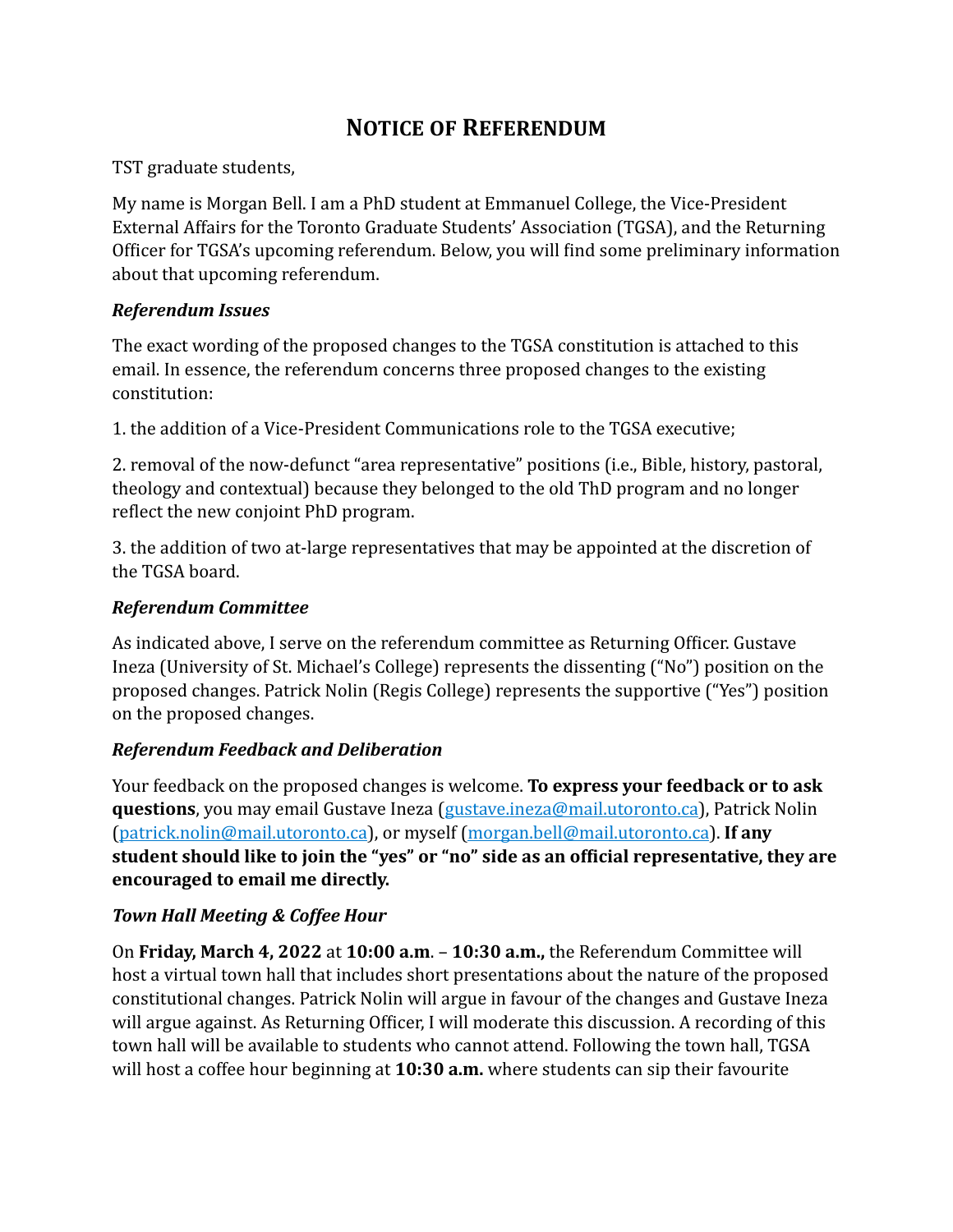# NOTICE OF REFERENDUM

TST graduate students,

My name is Morgan Bell. I am a PhD student at Emmanuel College, the Vice-President External Affairs for the Toronto Graduate Students' Association (TGSA), and the Returning Officer for TGSA's upcoming referendum. Below, you will find some preliminary information about that upcoming referendum.

### *Referendum Issues*

The exact wording of the proposed changes to the TGSA constitution is attached to this email. In essence, the referendum concerns three proposed changes to the existing constitution:

1. the addition of a Vice-President Communications role to the TGSA executive;

2. removal of the now-defunct "area representative" positions (i.e., Bible, history, pastoral, theology and contextual) because they belonged to the old ThD program and no longer reflect the new conjoint PhD program.

3. the addition of two at-large representatives that may be appointed at the discretion of the TGSA board.

### *Referendum Committee*

As indicated above, I serve on the referendum committee as Returning Officer. Gustave Ineza (University of St. Michael's College) represents the dissenting ("No") position on the proposed changes. Patrick Nolin (Regis College) represents the supportive ("Yes") position on the proposed changes.

### *Referendum Feedback and Deliberation*

Your feedback on the proposed changes is welcome. **To express your feedback or to ask questions**, you may email Gustave Ineza (gustave.ineza@mail.utoronto.ca), Patrick Nolin (patrick.nolin@mail.utoronto.ca), or myself (morgan.bell@mail.utoronto.ca). **If any student should like to join the "yes" or "no" side as an official representative, they are encouraged to email me directly.**

### *Town Hall Meeting & Coffee Hour*

On **Friday, March 4, 2022** at **10:00 a.m**. – **10:30 a.m.,** the Referendum Committee will host a virtual town hall that includes short presentations about the nature of the proposed constitutional changes. Patrick Nolin will argue in favour of the changes and Gustave Ineza will argue against. As Returning Officer, I will moderate this discussion. A recording of this town hall will be available to students who cannot attend. Following the town hall, TGSA will host a coffee hour beginning at **10:30 a.m.** where students can sip their favourite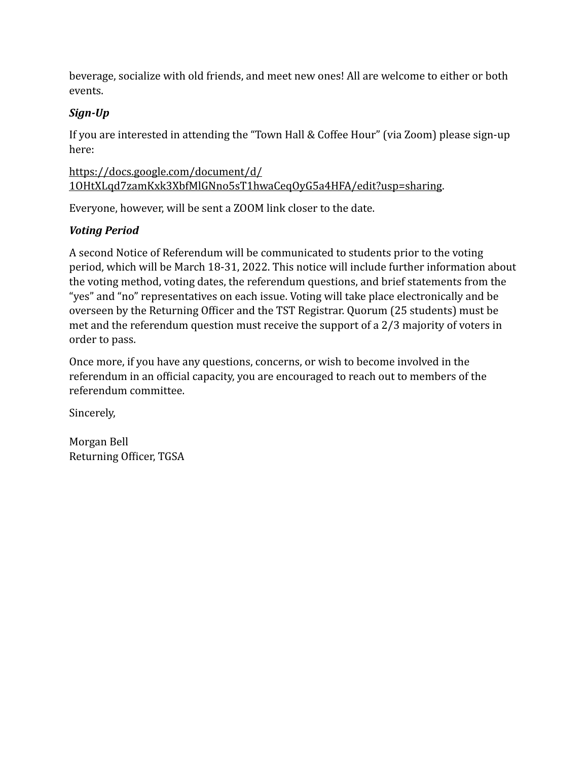beverage, socialize with old friends, and meet new ones! All are welcome to either or both events.

***Sign-Up***

If you are interested in attending the "Town Hall & Coffee Hour" (via Zoom) please sign-up here:

https://docs.google.com/document/d/1OHtXLqd7zamKxk3XbfMlGNno5sT1hwaCeqOyG5a4HFA/edit?usp=sharing.

Everyone, however, will be sent a ZOOM link closer to the date.

***Voting Period***

A second Notice of Referendum will be communicated to students prior to the voting period, which will be March 18-31, 2022. This notice will include further information about the voting method, voting dates, the referendum questions, and brief statements from the "yes" and "no" representatives on each issue. Voting will take place electronically and be overseen by the Returning Officer and the TST Registrar. Quorum (25 students) must be met and the referendum question must receive the support of a 2/3 majority of voters in order to pass.

Once more, if you have any questions, concerns, or wish to become involved in the referendum in an official capacity, you are encouraged to reach out to members of the referendum committee.

Sincerely,

Morgan Bell
Returning Officer, TGSA